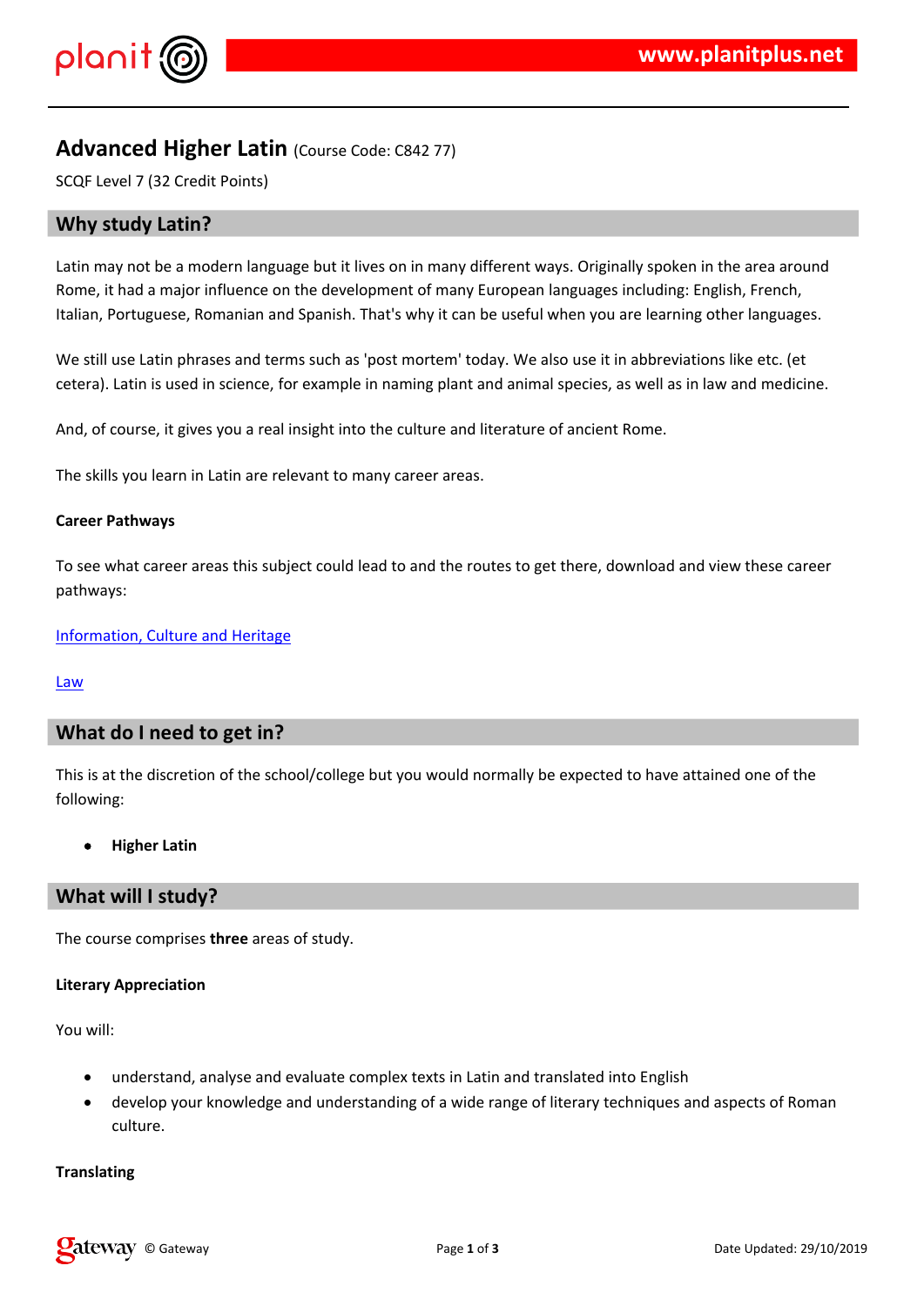# Advanced Higher Latin (Course Code: C842 77)

SCQF Level 7 (32 Credit Points)

## Why study Latin?

Latin may not be a modern language but it lives on in many different ways. Originally spoken in the area around Rome, it had a major influence on the development of many European languages including: English, French, Italian, Portuguese, Romanian and Spanish. That's why it can be useful when you are learning other languages.

We still use Latin phrases and terms such as 'post mortem' today. We also use it in abbreviations like etc. (et cetera). Latin is used in science, for example in naming plant and animal species, as well as in law and medicine.

And, of course, it gives you a real insight into the culture and literature of ancient Rome.

The skills you learn in Latin are relevant to many career areas.

**Career Pathways**

To see what career areas this subject could lead to and the routes to get there, download and view these career pathways:

Information, Culture and Heritage

Law

## What do I need to get in?

This is at the discretion of the school/college but you would normally be expected to have attained one of the following:

- **Higher Latin**

## What will I study?

The course comprises **three** areas of study.

**Literary Appreciation**

You will:

- understand, analyse and evaluate complex texts in Latin and translated into English
- develop your knowledge and understanding of a wide range of literary techniques and aspects of Roman culture.

**Translating**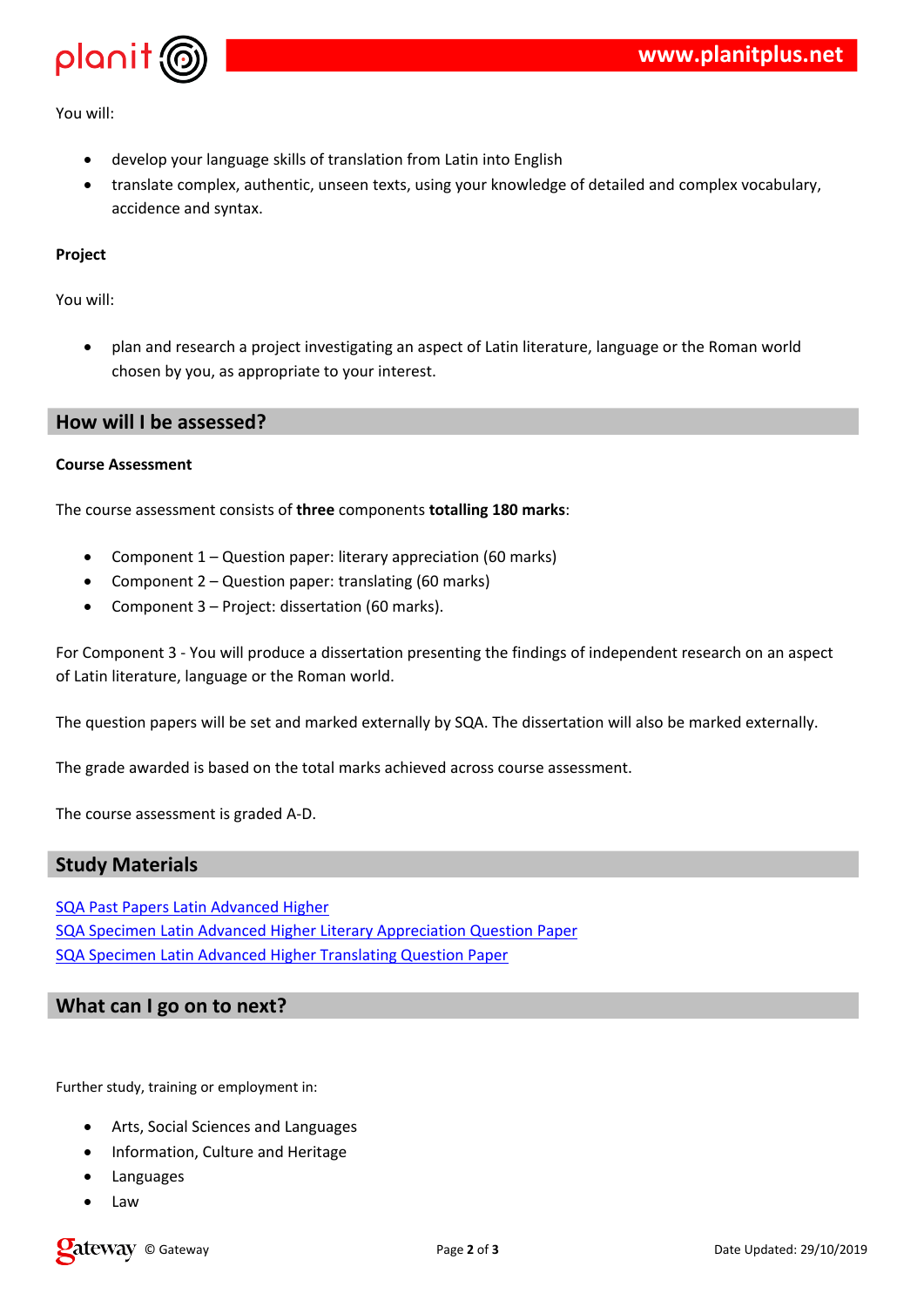You will:

- develop your language skills of translation from Latin into English
- translate complex, authentic, unseen texts, using your knowledge of detailed and complex vocabulary, accidence and syntax.

**Project**

You will:

- plan and research a project investigating an aspect of Latin literature, language or the Roman world chosen by you, as appropriate to your interest.

## How will I be assessed?

**Course Assessment**

The course assessment consists of **three** components **totalling 180 marks**:

- Component 1 – Question paper: literary appreciation (60 marks)
- Component 2 – Question paper: translating (60 marks)
- Component 3 – Project: dissertation (60 marks).

For Component 3 - You will produce a dissertation presenting the findings of independent research on an aspect of Latin literature, language or the Roman world.

The question papers will be set and marked externally by SQA. The dissertation will also be marked externally.

The grade awarded is based on the total marks achieved across course assessment.

The course assessment is graded A-D.

## Study Materials

SQA Past Papers Latin Advanced Higher
SQA Specimen Latin Advanced Higher Literary Appreciation Question Paper
SQA Specimen Latin Advanced Higher Translating Question Paper

## What can I go on to next?

Further study, training or employment in:

- Arts, Social Sciences and Languages
- Information, Culture and Heritage
- Languages
- Law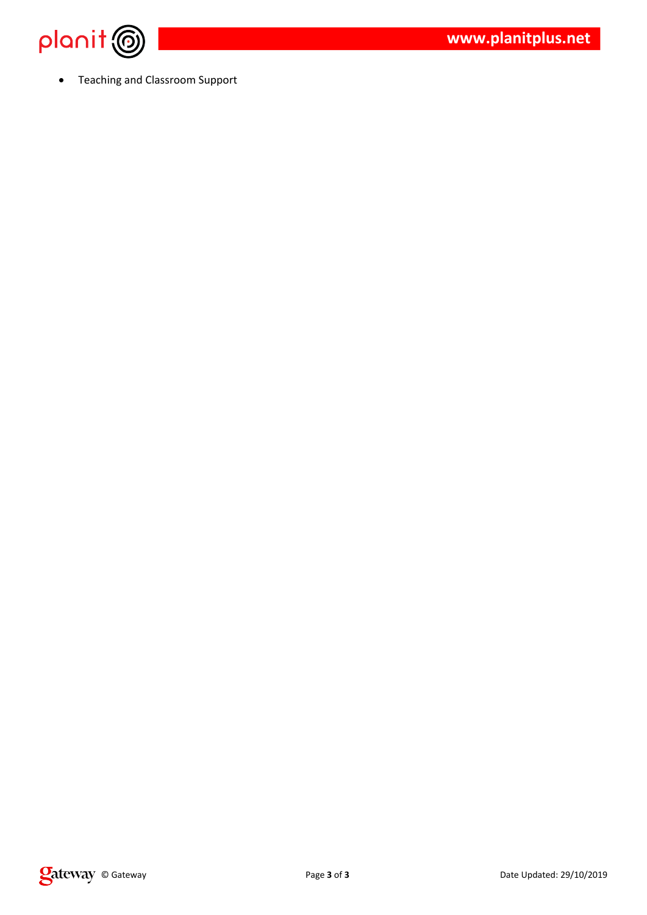- Teaching and Classroom Support